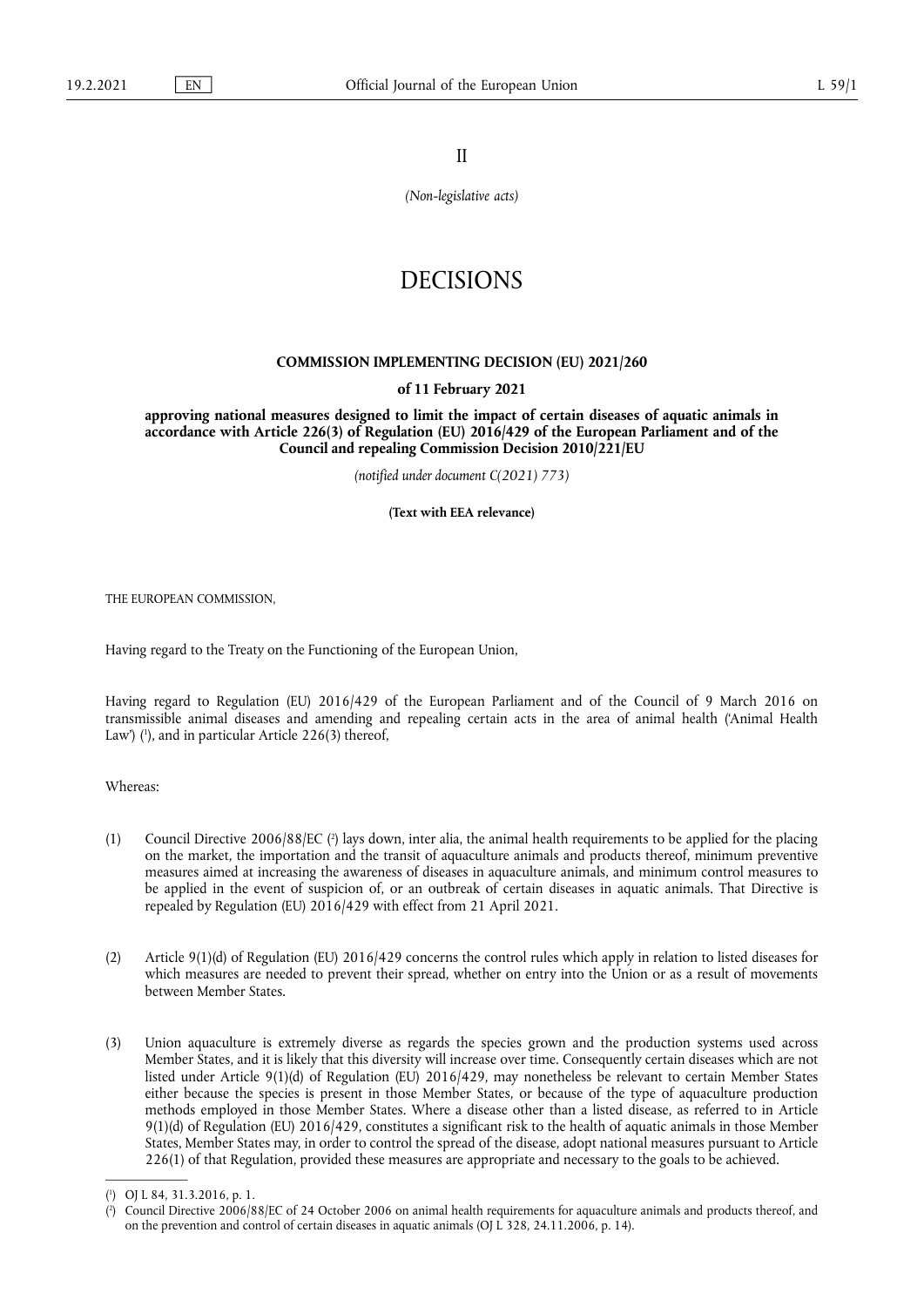II

*(Non-legislative acts)*

# DECISIONS

## COMMISSION IMPLEMENTING DECISION (EU) 2021/260

**of 11 February 2021**

**approving national measures designed to limit the impact of certain diseases of aquatic animals in accordance with Article 226(3) of Regulation (EU) 2016/429 of the European Parliament and of the Council and repealing Commission Decision 2010/221/EU**

*(notified under document C(2021) 773)*

**(Text with EEA relevance)**

THE EUROPEAN COMMISSION,

Having regard to the Treaty on the Functioning of the European Union,

Having regard to Regulation (EU) 2016/429 of the European Parliament and of the Council of 9 March 2016 on transmissible animal diseases and amending and repealing certain acts in the area of animal health ('Animal Health Law') ([1]), and in particular Article 226(3) thereof,

Whereas:

(1) Council Directive 2006/88/EC ([2]) lays down, inter alia, the animal health requirements to be applied for the placing on the market, the importation and the transit of aquaculture animals and products thereof, minimum preventive measures aimed at increasing the awareness of diseases in aquaculture animals, and minimum control measures to be applied in the event of suspicion of, or an outbreak of certain diseases in aquatic animals. That Directive is repealed by Regulation (EU) 2016/429 with effect from 21 April 2021.

(2) Article 9(1)(d) of Regulation (EU) 2016/429 concerns the control rules which apply in relation to listed diseases for which measures are needed to prevent their spread, whether on entry into the Union or as a result of movements between Member States.

(3) Union aquaculture is extremely diverse as regards the species grown and the production systems used across Member States, and it is likely that this diversity will increase over time. Consequently certain diseases which are not listed under Article 9(1)(d) of Regulation (EU) 2016/429, may nonetheless be relevant to certain Member States either because the species is present in those Member States, or because of the type of aquaculture production methods employed in those Member States. Where a disease other than a listed disease, as referred to in Article 9(1)(d) of Regulation (EU) 2016/429, constitutes a significant risk to the health of aquatic animals in those Member States, Member States may, in order to control the spread of the disease, adopt national measures pursuant to Article 226(1) of that Regulation, provided these measures are appropriate and necessary to the goals to be achieved.

---

([1]) OJ L 84, 31.3.2016, p. 1.

([2]) Council Directive 2006/88/EC of 24 October 2006 on animal health requirements for aquaculture animals and products thereof, and on the prevention and control of certain diseases in aquatic animals (OJ L 328, 24.11.2006, p. 14).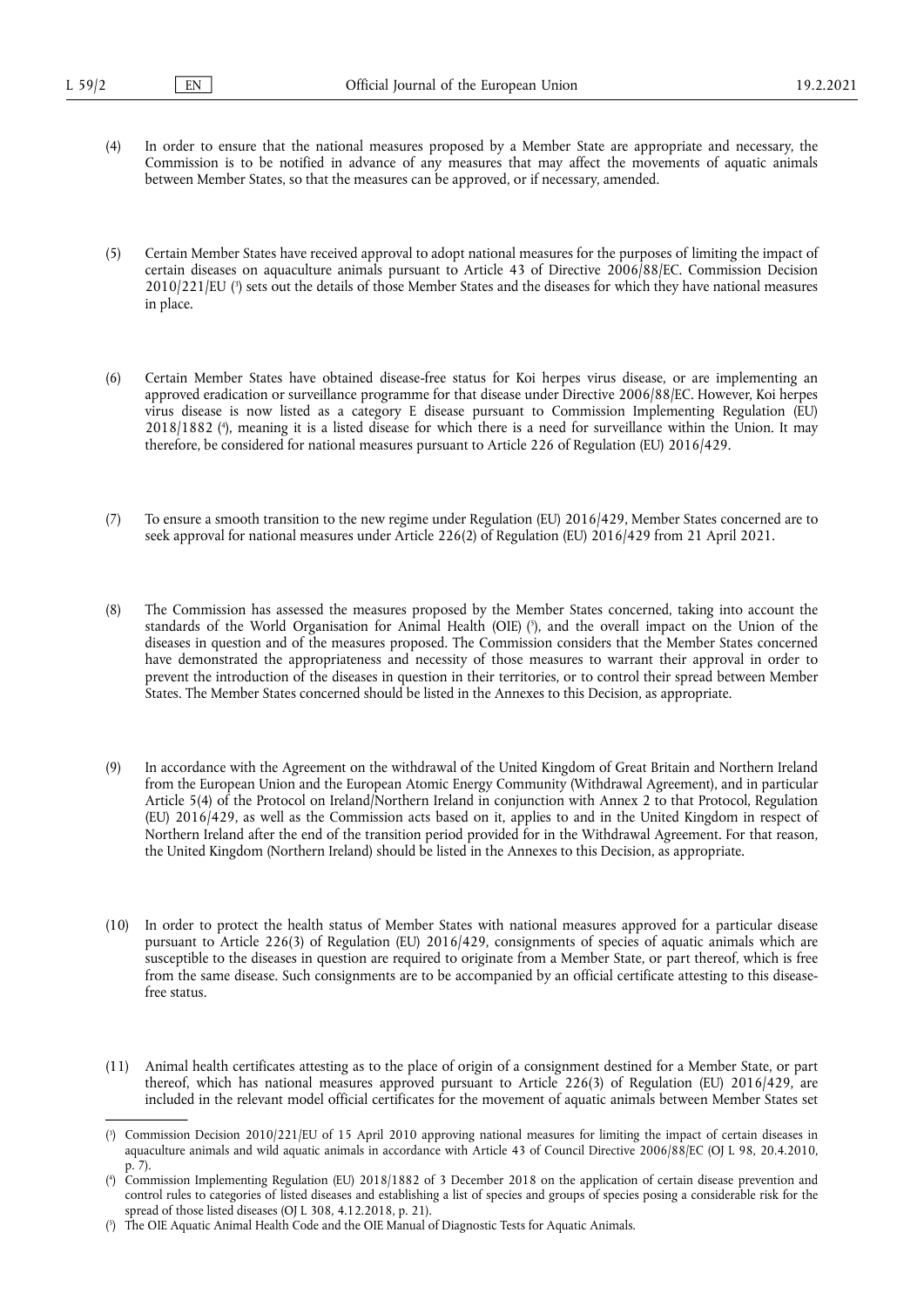(4) In order to ensure that the national measures proposed by a Member State are appropriate and necessary, the Commission is to be notified in advance of any measures that may affect the movements of aquatic animals between Member States, so that the measures can be approved, or if necessary, amended.

(5) Certain Member States have received approval to adopt national measures for the purposes of limiting the impact of certain diseases on aquaculture animals pursuant to Article 43 of Directive 2006/88/EC. Commission Decision 2010/221/EU ([3]) sets out the details of those Member States and the diseases for which they have national measures in place.

(6) Certain Member States have obtained disease-free status for Koi herpes virus disease, or are implementing an approved eradication or surveillance programme for that disease under Directive 2006/88/EC. However, Koi herpes virus disease is now listed as a category E disease pursuant to Commission Implementing Regulation (EU) 2018/1882 ([4]), meaning it is a listed disease for which there is a need for surveillance within the Union. It may therefore, be considered for national measures pursuant to Article 226 of Regulation (EU) 2016/429.

(7) To ensure a smooth transition to the new regime under Regulation (EU) 2016/429, Member States concerned are to seek approval for national measures under Article 226(2) of Regulation (EU) 2016/429 from 21 April 2021.

(8) The Commission has assessed the measures proposed by the Member States concerned, taking into account the standards of the World Organisation for Animal Health (OIE) ([5]), and the overall impact on the Union of the diseases in question and of the measures proposed. The Commission considers that the Member States concerned have demonstrated the appropriateness and necessity of those measures to warrant their approval in order to prevent the introduction of the diseases in question in their territories, or to control their spread between Member States. The Member States concerned should be listed in the Annexes to this Decision, as appropriate.

(9) In accordance with the Agreement on the withdrawal of the United Kingdom of Great Britain and Northern Ireland from the European Union and the European Atomic Energy Community (Withdrawal Agreement), and in particular Article 5(4) of the Protocol on Ireland/Northern Ireland in conjunction with Annex 2 to that Protocol, Regulation (EU) 2016/429, as well as the Commission acts based on it, applies to and in the United Kingdom in respect of Northern Ireland after the end of the transition period provided for in the Withdrawal Agreement. For that reason, the United Kingdom (Northern Ireland) should be listed in the Annexes to this Decision, as appropriate.

(10) In order to protect the health status of Member States with national measures approved for a particular disease pursuant to Article 226(3) of Regulation (EU) 2016/429, consignments of species of aquatic animals which are susceptible to the diseases in question are required to originate from a Member State, or part thereof, which is free from the same disease. Such consignments are to be accompanied by an official certificate attesting to this disease-free status.

(11) Animal health certificates attesting as to the place of origin of a consignment destined for a Member State, or part thereof, which has national measures approved pursuant to Article 226(3) of Regulation (EU) 2016/429, are included in the relevant model official certificates for the movement of aquatic animals between Member States set

---

([3]) Commission Decision 2010/221/EU of 15 April 2010 approving national measures for limiting the impact of certain diseases in aquaculture animals and wild aquatic animals in accordance with Article 43 of Council Directive 2006/88/EC (OJ L 98, 20.4.2010, p. 7).

([4]) Commission Implementing Regulation (EU) 2018/1882 of 3 December 2018 on the application of certain disease prevention and control rules to categories of listed diseases and establishing a list of species and groups of species posing a considerable risk for the spread of those listed diseases (OJ L 308, 4.12.2018, p. 21).

([5]) The OIE Aquatic Animal Health Code and the OIE Manual of Diagnostic Tests for Aquatic Animals.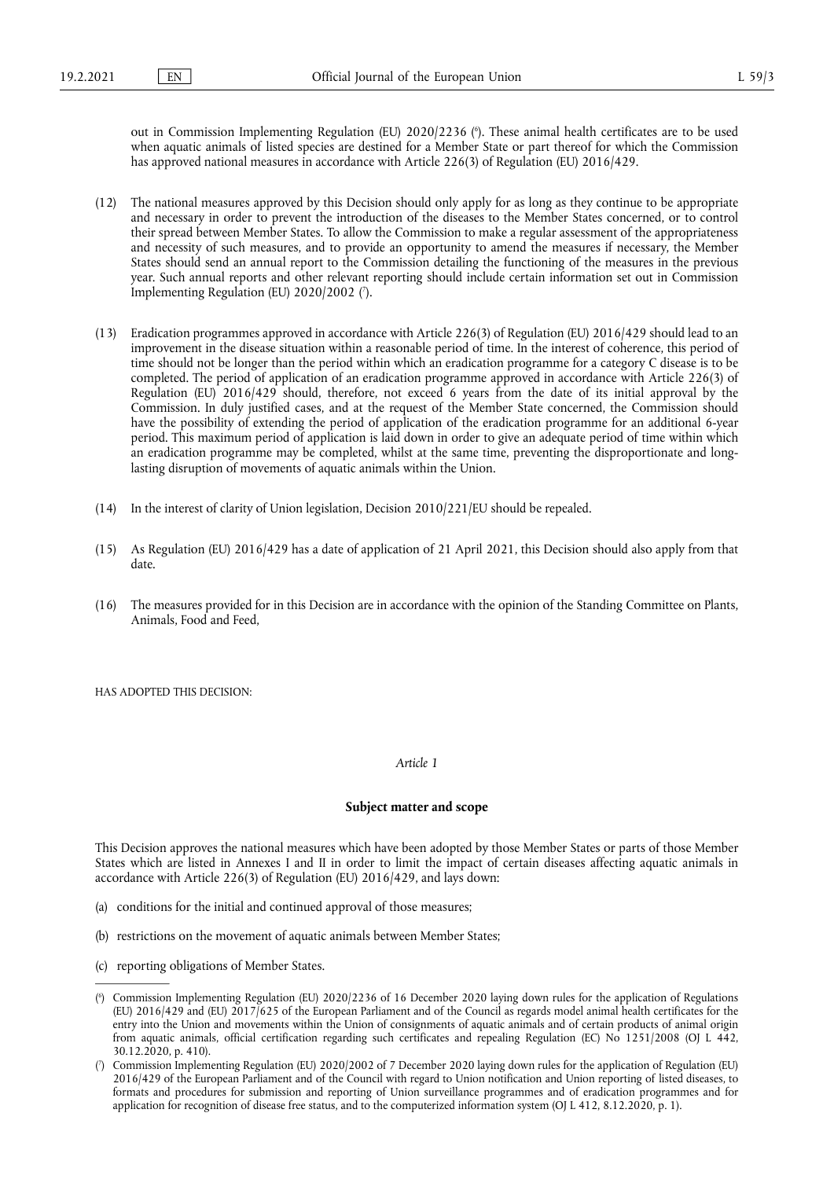out in Commission Implementing Regulation (EU) 2020/2236 ([6]). These animal health certificates are to be used when aquatic animals of listed species are destined for a Member State or part thereof for which the Commission has approved national measures in accordance with Article 226(3) of Regulation (EU) 2016/429.

(12) The national measures approved by this Decision should only apply for as long as they continue to be appropriate and necessary in order to prevent the introduction of the diseases to the Member States concerned, or to control their spread between Member States. To allow the Commission to make a regular assessment of the appropriateness and necessity of such measures, and to provide an opportunity to amend the measures if necessary, the Member States should send an annual report to the Commission detailing the functioning of the measures in the previous year. Such annual reports and other relevant reporting should include certain information set out in Commission Implementing Regulation (EU) 2020/2002 ([7]).

(13) Eradication programmes approved in accordance with Article 226(3) of Regulation (EU) 2016/429 should lead to an improvement in the disease situation within a reasonable period of time. In the interest of coherence, this period of time should not be longer than the period within which an eradication programme for a category C disease is to be completed. The period of application of an eradication programme approved in accordance with Article 226(3) of Regulation (EU) 2016/429 should, therefore, not exceed 6 years from the date of its initial approval by the Commission. In duly justified cases, and at the request of the Member State concerned, the Commission should have the possibility of extending the period of application of the eradication programme for an additional 6-year period. This maximum period of application is laid down in order to give an adequate period of time within which an eradication programme may be completed, whilst at the same time, preventing the disproportionate and long-lasting disruption of movements of aquatic animals within the Union.

(14) In the interest of clarity of Union legislation, Decision 2010/221/EU should be repealed.

(15) As Regulation (EU) 2016/429 has a date of application of 21 April 2021, this Decision should also apply from that date.

(16) The measures provided for in this Decision are in accordance with the opinion of the Standing Committee on Plants, Animals, Food and Feed,

HAS ADOPTED THIS DECISION:

*Article 1*

**Subject matter and scope**

This Decision approves the national measures which have been adopted by those Member States or parts of those Member States which are listed in Annexes I and II in order to limit the impact of certain diseases affecting aquatic animals in accordance with Article 226(3) of Regulation (EU) 2016/429, and lays down:

(a) conditions for the initial and continued approval of those measures;

(b) restrictions on the movement of aquatic animals between Member States;

(c) reporting obligations of Member States.

---

([6]) Commission Implementing Regulation (EU) 2020/2236 of 16 December 2020 laying down rules for the application of Regulations (EU) 2016/429 and (EU) 2017/625 of the European Parliament and of the Council as regards model animal health certificates for the entry into the Union and movements within the Union of consignments of aquatic animals and of certain products of animal origin from aquatic animals, official certification regarding such certificates and repealing Regulation (EC) No 1251/2008 (OJ L 442, 30.12.2020, p. 410).

([7]) Commission Implementing Regulation (EU) 2020/2002 of 7 December 2020 laying down rules for the application of Regulation (EU) 2016/429 of the European Parliament and of the Council with regard to Union notification and Union reporting of listed diseases, to formats and procedures for submission and reporting of Union surveillance programmes and of eradication programmes and for application for recognition of disease free status, and to the computerized information system (OJ L 412, 8.12.2020, p. 1).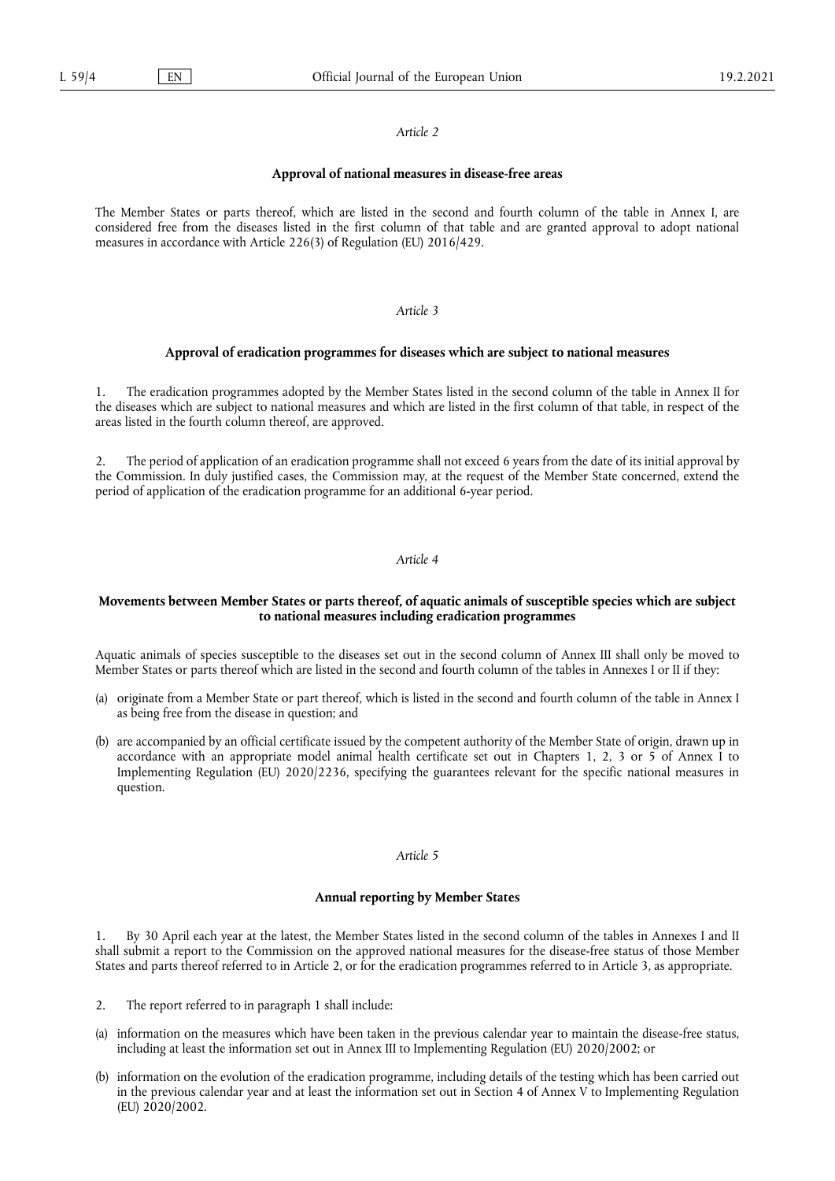*Article 2*

**Approval of national measures in disease-free areas**

The Member States or parts thereof, which are listed in the second and fourth column of the table in Annex I, are considered free from the diseases listed in the first column of that table and are granted approval to adopt national measures in accordance with Article 226(3) of Regulation (EU) 2016/429.

*Article 3*

**Approval of eradication programmes for diseases which are subject to national measures**

1. The eradication programmes adopted by the Member States listed in the second column of the table in Annex II for the diseases which are subject to national measures and which are listed in the first column of that table, in respect of the areas listed in the fourth column thereof, are approved.

2. The period of application of an eradication programme shall not exceed 6 years from the date of its initial approval by the Commission. In duly justified cases, the Commission may, at the request of the Member State concerned, extend the period of application of the eradication programme for an additional 6-year period.

*Article 4*

**Movements between Member States or parts thereof, of aquatic animals of susceptible species which are subject to national measures including eradication programmes**

Aquatic animals of species susceptible to the diseases set out in the second column of Annex III shall only be moved to Member States or parts thereof which are listed in the second and fourth column of the tables in Annexes I or II if they:

(a) originate from a Member State or part thereof, which is listed in the second and fourth column of the table in Annex I as being free from the disease in question; and

(b) are accompanied by an official certificate issued by the competent authority of the Member State of origin, drawn up in accordance with an appropriate model animal health certificate set out in Chapters 1, 2, 3 or 5 of Annex I to Implementing Regulation (EU) 2020/2236, specifying the guarantees relevant for the specific national measures in question.

*Article 5*

**Annual reporting by Member States**

1. By 30 April each year at the latest, the Member States listed in the second column of the tables in Annexes I and II shall submit a report to the Commission on the approved national measures for the disease-free status of those Member States and parts thereof referred to in Article 2, or for the eradication programmes referred to in Article 3, as appropriate.

2. The report referred to in paragraph 1 shall include:

(a) information on the measures which have been taken in the previous calendar year to maintain the disease-free status, including at least the information set out in Annex III to Implementing Regulation (EU) 2020/2002; or

(b) information on the evolution of the eradication programme, including details of the testing which has been carried out in the previous calendar year and at least the information set out in Section 4 of Annex V to Implementing Regulation (EU) 2020/2002.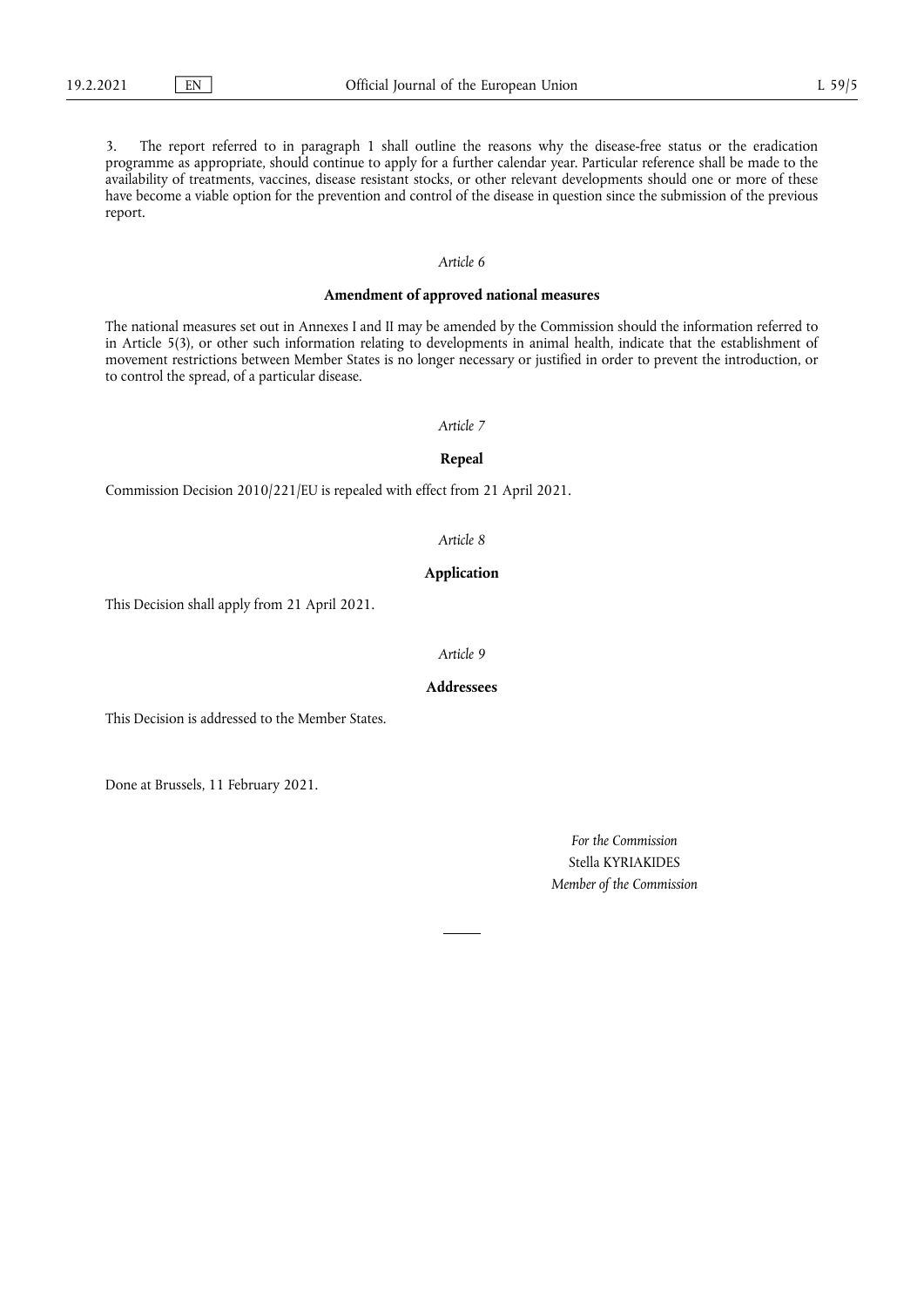3. The report referred to in paragraph 1 shall outline the reasons why the disease-free status or the eradication programme as appropriate, should continue to apply for a further calendar year. Particular reference shall be made to the availability of treatments, vaccines, disease resistant stocks, or other relevant developments should one or more of these have become a viable option for the prevention and control of the disease in question since the submission of the previous report.

*Article 6*

**Amendment of approved national measures**

The national measures set out in Annexes I and II may be amended by the Commission should the information referred to in Article 5(3), or other such information relating to developments in animal health, indicate that the establishment of movement restrictions between Member States is no longer necessary or justified in order to prevent the introduction, or to control the spread, of a particular disease.

*Article 7*

**Repeal**

Commission Decision 2010/221/EU is repealed with effect from 21 April 2021.

*Article 8*

**Application**

This Decision shall apply from 21 April 2021.

*Article 9*

**Addressees**

This Decision is addressed to the Member States.

Done at Brussels, 11 February 2021.

*For the Commission*

Stella KYRIAKIDES

*Member of the Commission*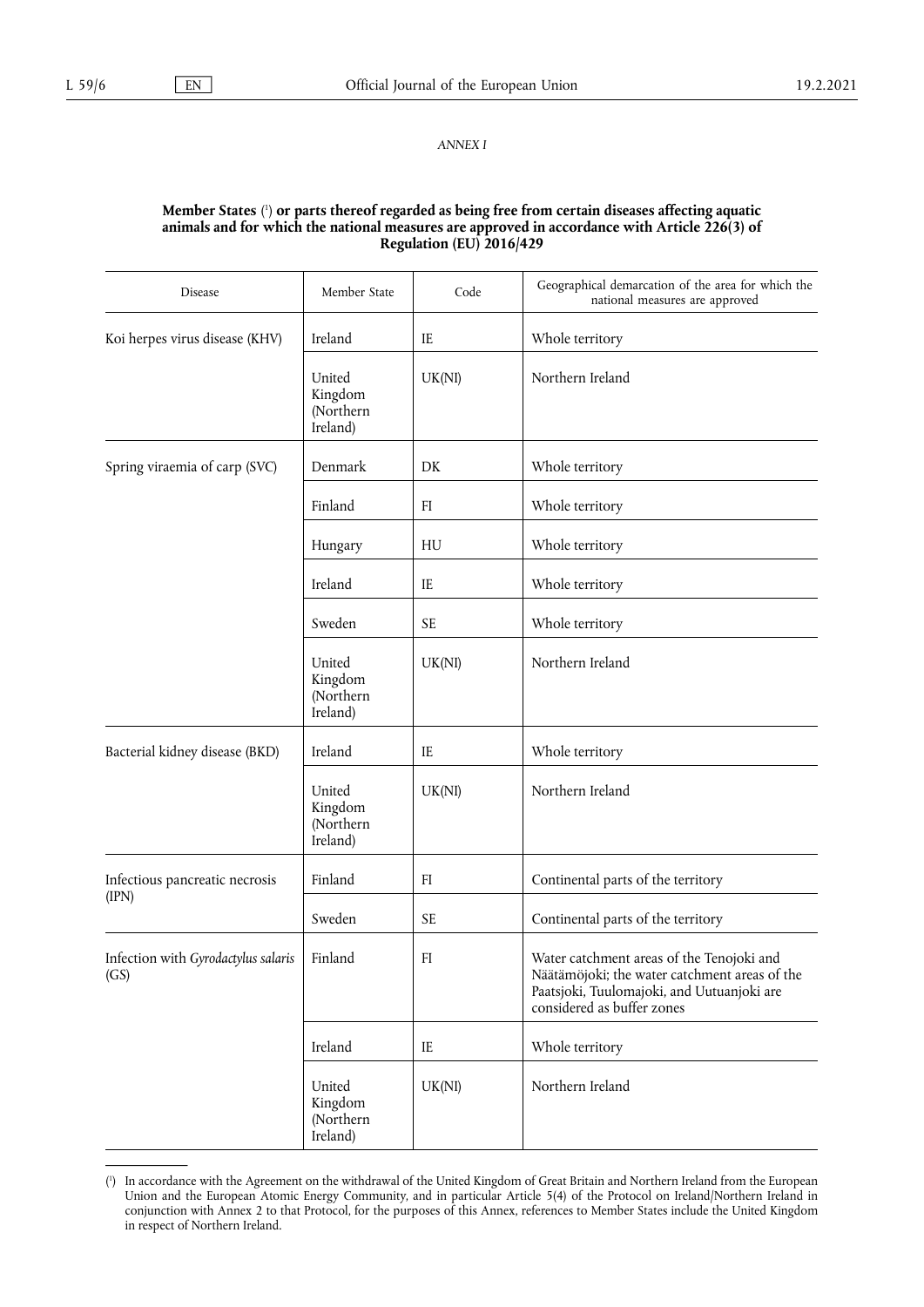*ANNEX I*

**Member States** [1] **or parts thereof regarded as being free from certain diseases affecting aquatic animals and for which the national measures are approved in accordance with Article 226(3) of Regulation (EU) 2016/429**

| Disease | Member State | Code | Geographical demarcation of the area for which the national measures are approved |
|---|---|---|---|
| Koi herpes virus disease (KHV) | Ireland | IE | Whole territory |
| | United Kingdom (Northern Ireland) | UK(NI) | Northern Ireland |
| Spring viraemia of carp (SVC) | Denmark | DK | Whole territory |
| | Finland | FI | Whole territory |
| | Hungary | HU | Whole territory |
| | Ireland | IE | Whole territory |
| | Sweden | SE | Whole territory |
| | United Kingdom (Northern Ireland) | UK(NI) | Northern Ireland |
| Bacterial kidney disease (BKD) | Ireland | IE | Whole territory |
| | United Kingdom (Northern Ireland) | UK(NI) | Northern Ireland |
| Infectious pancreatic necrosis (IPN) | Finland | FI | Continental parts of the territory |
| | Sweden | SE | Continental parts of the territory |
| Infection with *Gyrodactylus salaris* (GS) | Finland | FI | Water catchment areas of the Tenojoki and Näätämöjoki; the water catchment areas of the Paatsjoki, Tuulomajoki, and Uutuanjoki are considered as buffer zones |
| | Ireland | IE | Whole territory |
| | United Kingdom (Northern Ireland) | UK(NI) | Northern Ireland |

[1] In accordance with the Agreement on the withdrawal of the United Kingdom of Great Britain and Northern Ireland from the European Union and the European Atomic Energy Community, and in particular Article 5(4) of the Protocol on Ireland/Northern Ireland in conjunction with Annex 2 to that Protocol, for the purposes of this Annex, references to Member States include the United Kingdom in respect of Northern Ireland.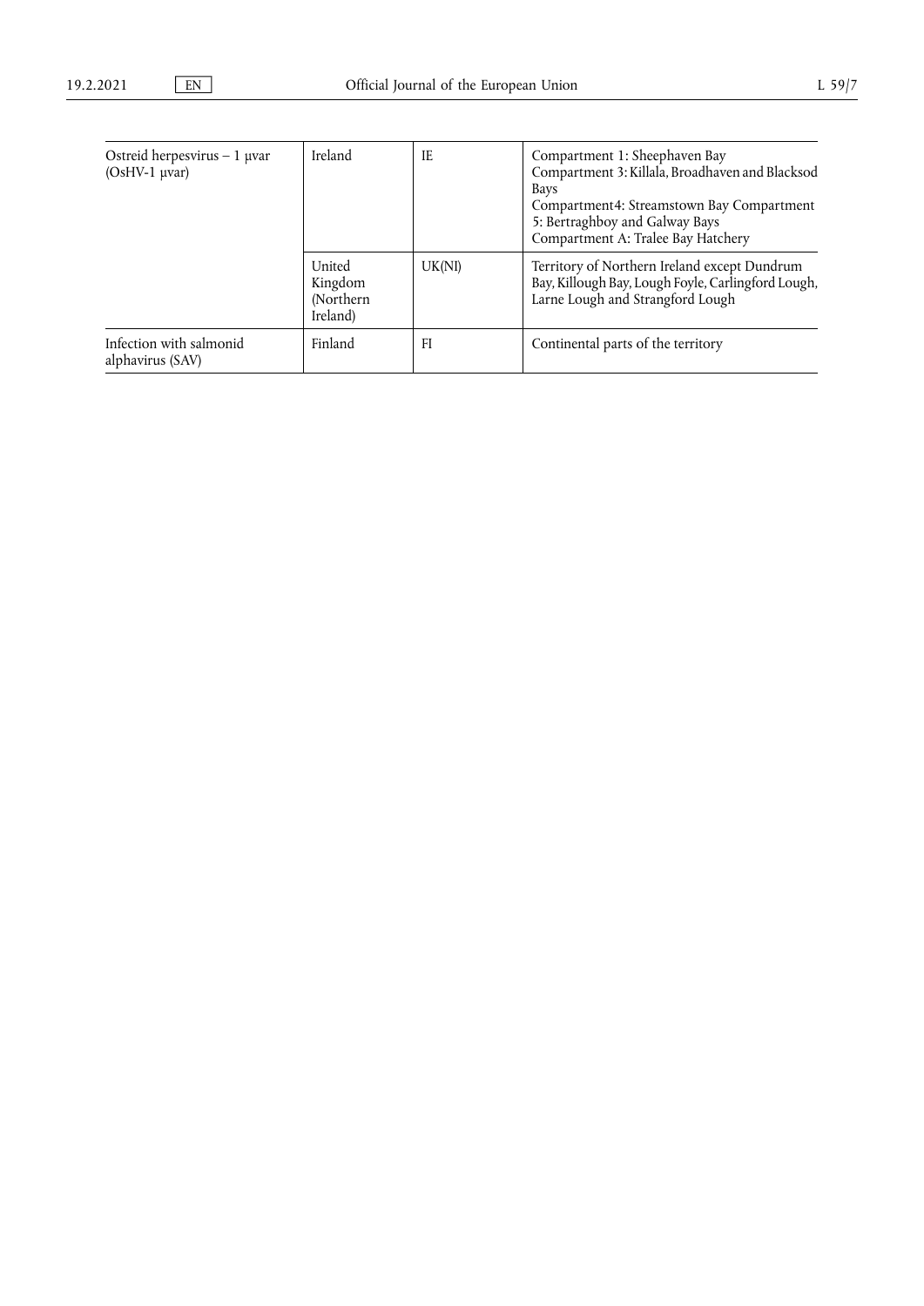| | | | |
|---|---|---|---|
| Ostreid herpesvirus – 1 μvar (OsHV-1 μvar) | Ireland | IE | Compartment 1: Sheephaven Bay<br>Compartment 3: Killala, Broadhaven and Blacksod Bays<br>Compartment4: Streamstown Bay Compartment 5: Bertraghboy and Galway Bays<br>Compartment A: Tralee Bay Hatchery |
| | United Kingdom (Northern Ireland) | UK(NI) | Territory of Northern Ireland except Dundrum Bay, Killough Bay, Lough Foyle, Carlingford Lough, Larne Lough and Strangford Lough |
| Infection with salmonid alphavirus (SAV) | Finland | FI | Continental parts of the territory |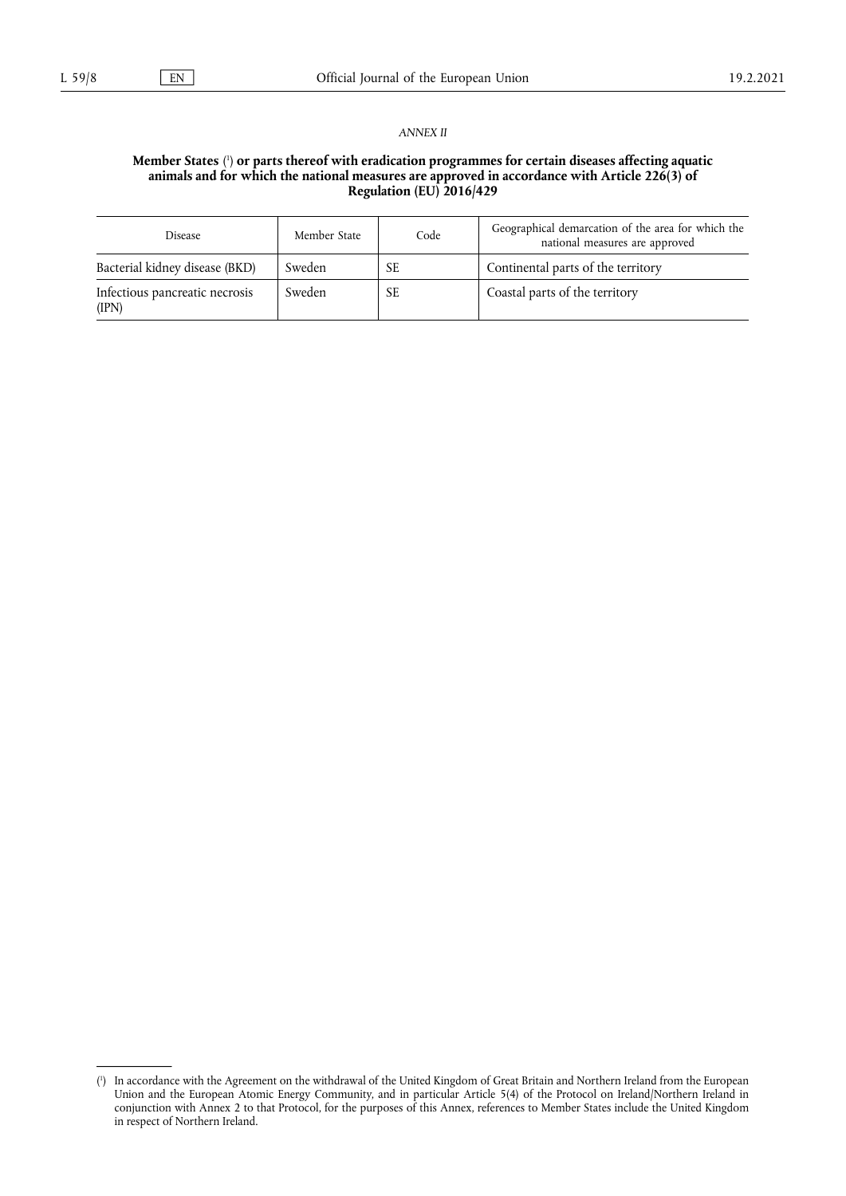*ANNEX II*

**Member States** [1] **or parts thereof with eradication programmes for certain diseases affecting aquatic animals and for which the national measures are approved in accordance with Article 226(3) of Regulation (EU) 2016/429**

| Disease | Member State | Code | Geographical demarcation of the area for which the national measures are approved |
|---|---|---|---|
| Bacterial kidney disease (BKD) | Sweden | SE | Continental parts of the territory |
| Infectious pancreatic necrosis (IPN) | Sweden | SE | Coastal parts of the territory |

[1] In accordance with the Agreement on the withdrawal of the United Kingdom of Great Britain and Northern Ireland from the European Union and the European Atomic Energy Community, and in particular Article 5(4) of the Protocol on Ireland/Northern Ireland in conjunction with Annex 2 to that Protocol, for the purposes of this Annex, references to Member States include the United Kingdom in respect of Northern Ireland.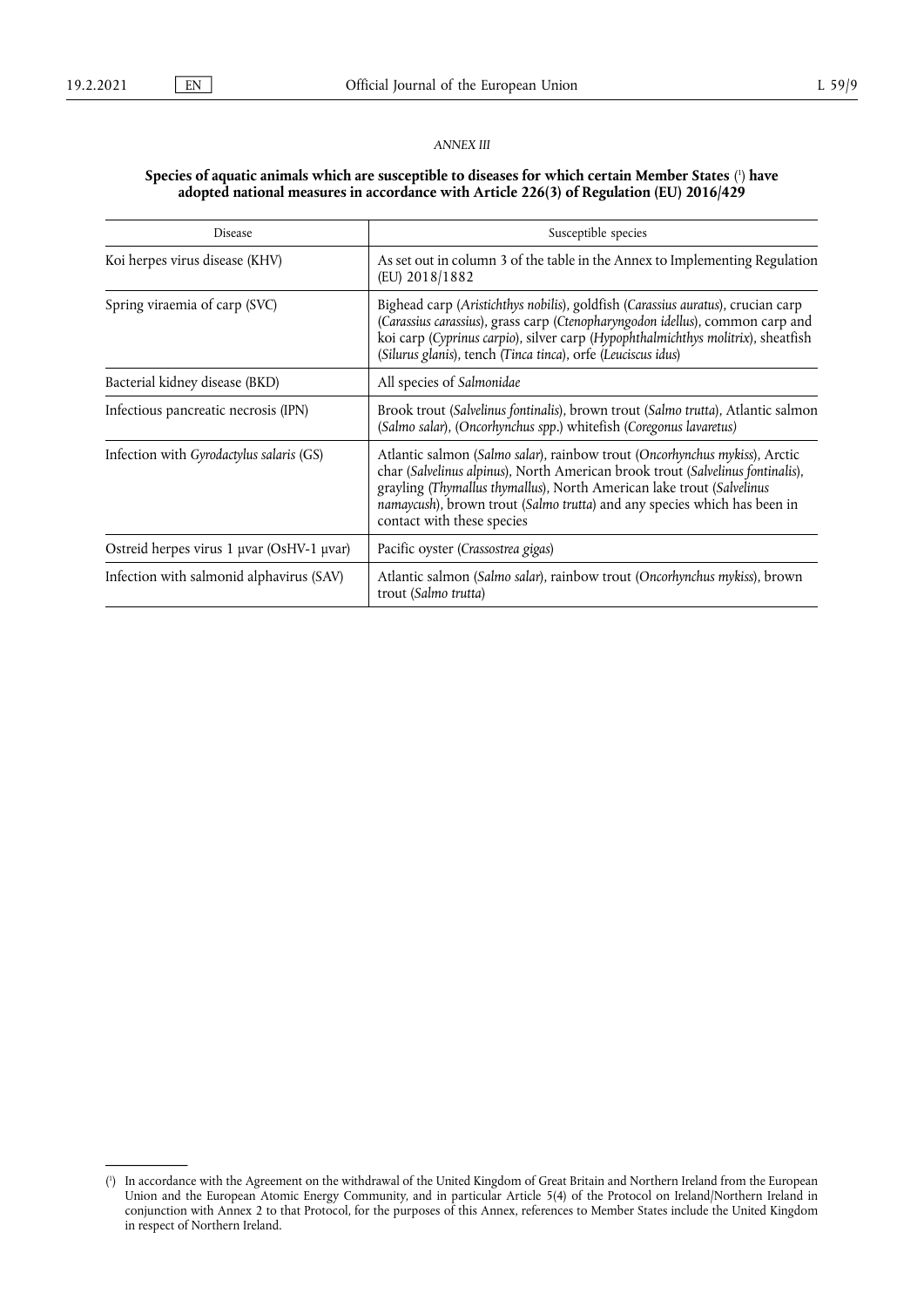*ANNEX III*

**Species of aquatic animals which are susceptible to diseases for which certain Member States** [1] **have adopted national measures in accordance with Article 226(3) of Regulation (EU) 2016/429**

| Disease | Susceptible species |
|---|---|
| Koi herpes virus disease (KHV) | As set out in column 3 of the table in the Annex to Implementing Regulation (EU) 2018/1882 |
| Spring viraemia of carp (SVC) | Bighead carp (*Aristichthys nobilis*), goldfish (*Carassius auratus*), crucian carp (*Carassius carassius*), grass carp (*Ctenopharyngodon idellus*), common carp and koi carp (*Cyprinus carpio*), silver carp (*Hypophthalmichthys molitrix*), sheatfish (*Silurus glanis*), tench (*Tinca tinca*), orfe (*Leuciscus idus*) |
| Bacterial kidney disease (BKD) | All species of *Salmonidae* |
| Infectious pancreatic necrosis (IPN) | Brook trout (*Salvelinus fontinalis*), brown trout (*Salmo trutta*), Atlantic salmon (*Salmo salar*), (*Oncorhynchus spp.*) whitefish (*Coregonus lavaretus)* |
| Infection with *Gyrodactylus salaris* (GS) | Atlantic salmon (*Salmo salar*), rainbow trout (*Oncorhynchus mykiss*), Arctic char (*Salvelinus alpinus*), North American brook trout (*Salvelinus fontinalis*), grayling (*Thymallus thymallus*), North American lake trout (*Salvelinus namaycush*), brown trout (*Salmo trutta*) and any species which has been in contact with these species |
| Ostreid herpes virus 1 μvar (OsHV-1 μvar) | Pacific oyster (*Crassostrea gigas*) |
| Infection with salmonid alphavirus (SAV) | Atlantic salmon (*Salmo salar*), rainbow trout (*Oncorhynchus mykiss*), brown trout (*Salmo trutta*) |

[1] In accordance with the Agreement on the withdrawal of the United Kingdom of Great Britain and Northern Ireland from the European Union and the European Atomic Energy Community, and in particular Article 5(4) of the Protocol on Ireland/Northern Ireland in conjunction with Annex 2 to that Protocol, for the purposes of this Annex, references to Member States include the United Kingdom in respect of Northern Ireland.